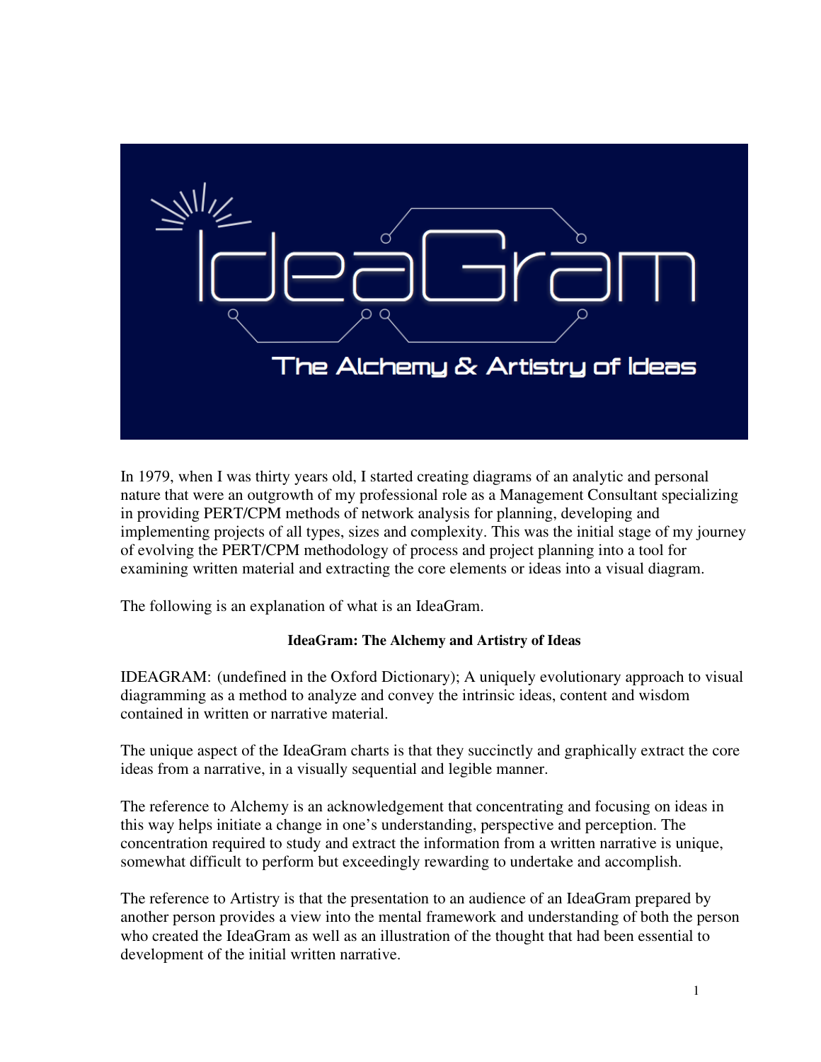In 1979, when I was thirty years old, I started creating diagrams of an analytic and personal nature that were an outgrowth of my professional role as a Management Consultant specializing in providing PERT/CPM methods of network analysis for planning, developing and implementing projects of all types, sizes and complexity. This was the initial stage of my journey of evolving the PERT/CPM methodology of process and project planning into a tool for examining written material and extracting the core elements or ideas into a visual diagram.

The following is an explanation of what is an IdeaGram.

**IdeaGram: The Alchemy and Artistry of Ideas**

IDEAGRAM: (undefined in the Oxford Dictionary); A uniquely evolutionary approach to visual diagramming as a method to analyze and convey the intrinsic ideas, content and wisdom contained in written or narrative material.

The unique aspect of the IdeaGram charts is that they succinctly and graphically extract the core ideas from a narrative, in a visually sequential and legible manner.

The reference to Alchemy is an acknowledgement that concentrating and focusing on ideas in this way helps initiate a change in one's understanding, perspective and perception. The concentration required to study and extract the information from a written narrative is unique, somewhat difficult to perform but exceedingly rewarding to undertake and accomplish.

The reference to Artistry is that the presentation to an audience of an IdeaGram prepared by another person provides a view into the mental framework and understanding of both the person who created the IdeaGram as well as an illustration of the thought that had been essential to development of the initial written narrative.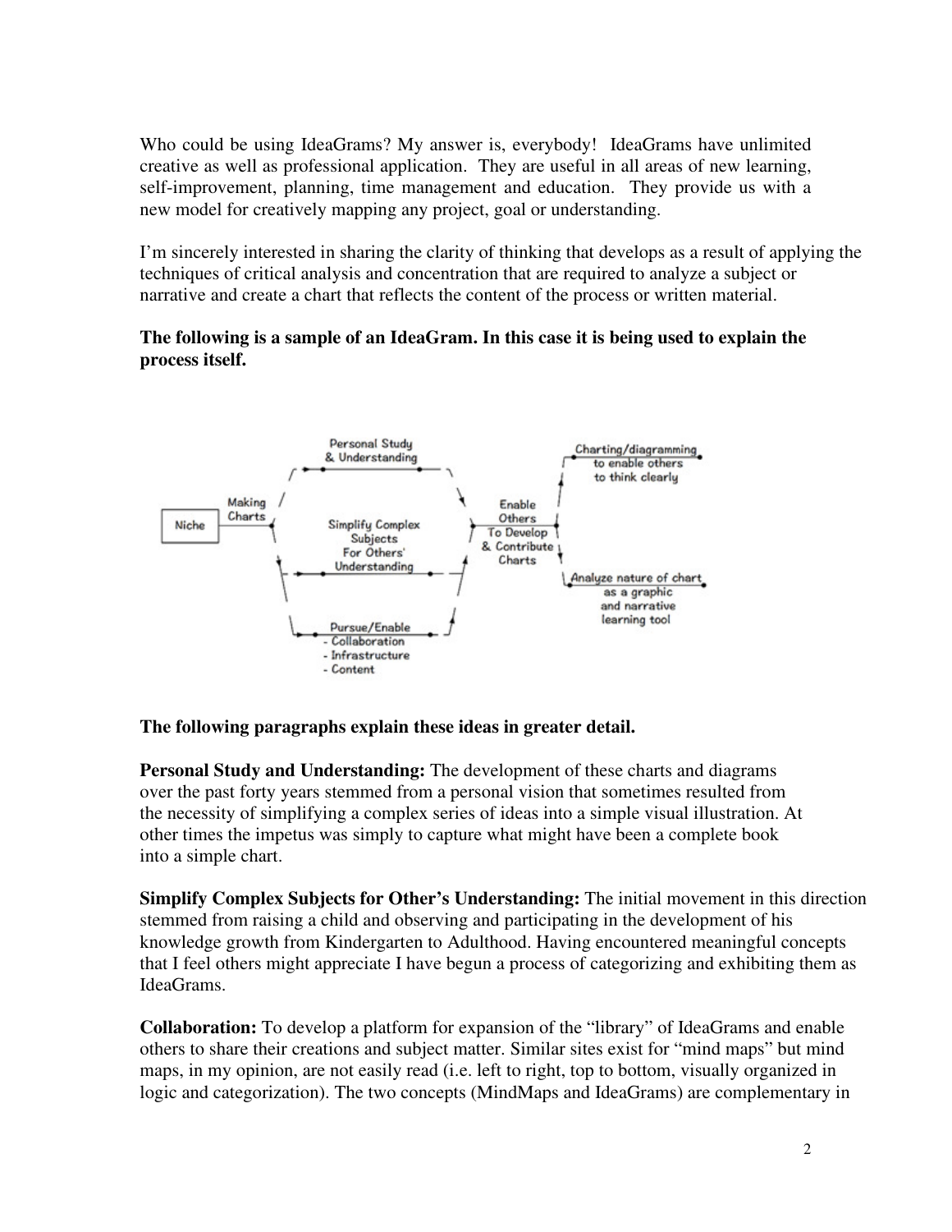Who could be using IdeaGrams? My answer is, everybody! IdeaGrams have unlimited creative as well as professional application. They are useful in all areas of new learning, self-improvement, planning, time management and education. They provide us with a new model for creatively mapping any project, goal or understanding.

I'm sincerely interested in sharing the clarity of thinking that develops as a result of applying the techniques of critical analysis and concentration that are required to analyze a subject or narrative and create a chart that reflects the content of the process or written material.

**The following is a sample of an IdeaGram. In this case it is being used to explain the process itself.**

- Niche
  - Making Charts
    - Personal Study & Understanding
    - Simplify Complex Subjects For Others' Understanding
    - Pursue/Enable
      - Collaboration
      - Infrastructure
      - Content
  - Enable Others To Develop & Contribute Charts
    - Charting/diagramming to enable others to think clearly
    - Analyze nature of chart as a graphic and narrative learning tool

**The following paragraphs explain these ideas in greater detail.**

**Personal Study and Understanding:** The development of these charts and diagrams over the past forty years stemmed from a personal vision that sometimes resulted from the necessity of simplifying a complex series of ideas into a simple visual illustration. At other times the impetus was simply to capture what might have been a complete book into a simple chart.

**Simplify Complex Subjects for Other's Understanding:** The initial movement in this direction stemmed from raising a child and observing and participating in the development of his knowledge growth from Kindergarten to Adulthood. Having encountered meaningful concepts that I feel others might appreciate I have begun a process of categorizing and exhibiting them as IdeaGrams.

**Collaboration:** To develop a platform for expansion of the "library" of IdeaGrams and enable others to share their creations and subject matter. Similar sites exist for "mind maps" but mind maps, in my opinion, are not easily read (i.e. left to right, top to bottom, visually organized in logic and categorization). The two concepts (MindMaps and IdeaGrams) are complementary in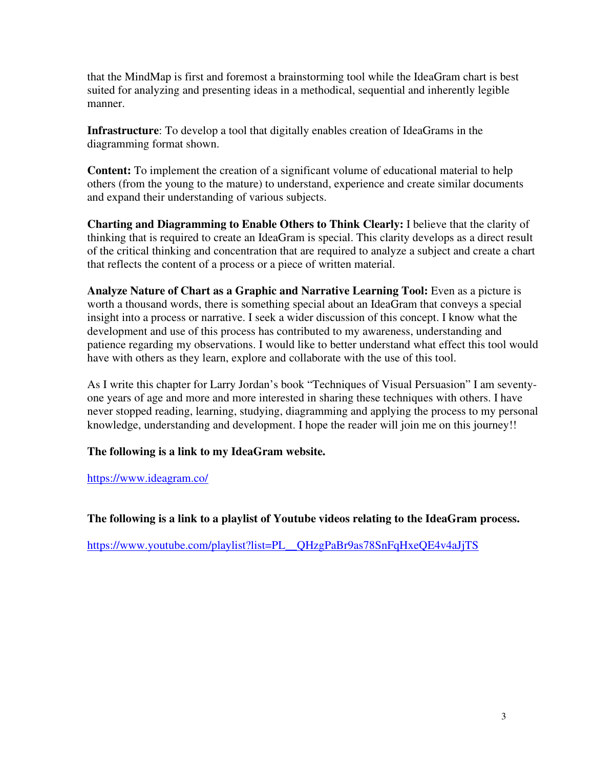that the MindMap is first and foremost a brainstorming tool while the IdeaGram chart is best suited for analyzing and presenting ideas in a methodical, sequential and inherently legible manner.

**Infrastructure**: To develop a tool that digitally enables creation of IdeaGrams in the diagramming format shown.

**Content:** To implement the creation of a significant volume of educational material to help others (from the young to the mature) to understand, experience and create similar documents and expand their understanding of various subjects.

**Charting and Diagramming to Enable Others to Think Clearly:** I believe that the clarity of thinking that is required to create an IdeaGram is special. This clarity develops as a direct result of the critical thinking and concentration that are required to analyze a subject and create a chart that reflects the content of a process or a piece of written material.

**Analyze Nature of Chart as a Graphic and Narrative Learning Tool:** Even as a picture is worth a thousand words, there is something special about an IdeaGram that conveys a special insight into a process or narrative. I seek a wider discussion of this concept. I know what the development and use of this process has contributed to my awareness, understanding and patience regarding my observations. I would like to better understand what effect this tool would have with others as they learn, explore and collaborate with the use of this tool.

As I write this chapter for Larry Jordan's book "Techniques of Visual Persuasion" I am seventy-one years of age and more and more interested in sharing these techniques with others. I have never stopped reading, learning, studying, diagramming and applying the process to my personal knowledge, understanding and development. I hope the reader will join me on this journey!!

**The following is a link to my IdeaGram website.**

https://www.ideagram.co/

**The following is a link to a playlist of Youtube videos relating to the IdeaGram process.**

https://www.youtube.com/playlist?list=PL__QHzgPaBr9as78SnFqHxeQE4v4aJjTS